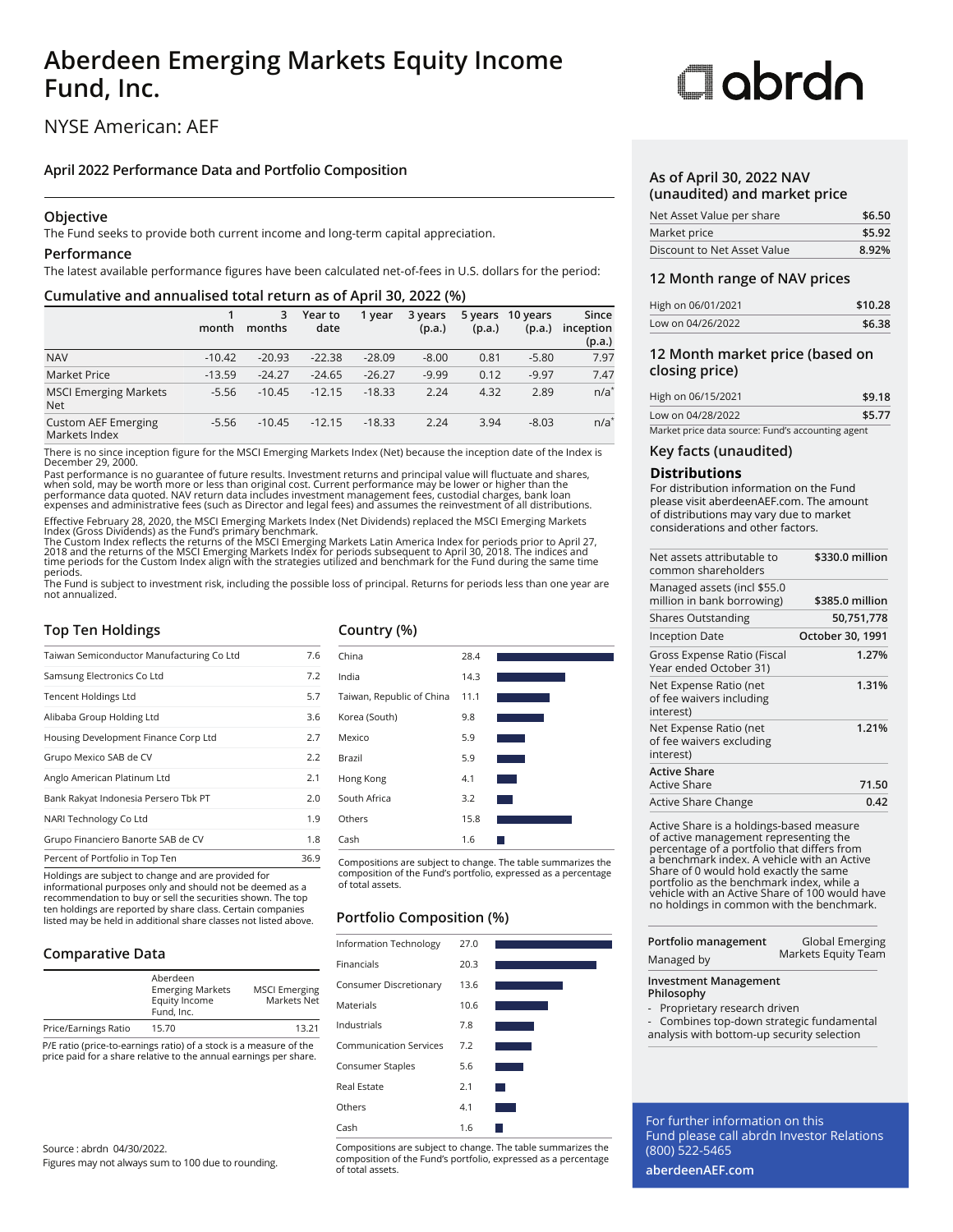# Aberdeen Emerging Markets Equity Income Fund, Inc.

NYSE American: AEF

abrdn

## April 2022 Performance Data and Portfolio Composition

### Objective

The Fund seeks to provide both current income and long-term capital appreciation.

### Performance

The latest available performance figures have been calculated net-of-fees in U.S. dollars for the period:

### Cumulative and annualised total return as of April 30, 2022 (%)

| | 1 month | 3 months | Year to date | 1 year | 3 years (p.a.) | 5 years (p.a.) | 10 years (p.a.) | Since inception (p.a.) |
|---|---|---|---|---|---|---|---|---|
| NAV | -10.42 | -20.93 | -22.38 | -28.09 | -8.00 | 0.81 | -5.80 | 7.97 |
| Market Price | -13.59 | -24.27 | -24.65 | -26.27 | -9.99 | 0.12 | -9.97 | 7.47 |
| MSCI Emerging Markets Net | -5.56 | -10.45 | -12.15 | -18.33 | 2.24 | 4.32 | 2.89 | n/a* |
| Custom AEF Emerging Markets Index | -5.56 | -10.45 | -12.15 | -18.33 | 2.24 | 3.94 | -8.03 | n/a* |

There is no since inception figure for the MSCI Emerging Markets Index (Net) because the inception date of the Index is December 29, 2000.

Past performance is no guarantee of future results. Investment returns and principal value will fluctuate and shares, when sold, may be worth more or less than original cost. Current performance may be lower or higher than the performance data quoted. NAV return data includes investment management fees, custodial charges, bank loan expenses and administrative fees (such as Director and legal fees) and assumes the reinvestment of all distributions.

Effective February 28, 2020, the MSCI Emerging Markets Index (Net Dividends) replaced the MSCI Emerging Markets Index (Gross Dividends) as the Fund's primary benchmark.

The Custom Index reflects the returns of the MSCI Emerging Markets Latin America Index for periods prior to April 27, 2018 and the returns of the MSCI Emerging Markets Index for periods subsequent to April 30, 2018. The indices and time periods for the Custom Index align with the strategies utilized and benchmark for the Fund during the same time periods.

The Fund is subject to investment risk, including the possible loss of principal. Returns for periods less than one year are not annualized.

### Top Ten Holdings

| Holding | % |
|---|---|
| Taiwan Semiconductor Manufacturing Co Ltd | 7.6 |
| Samsung Electronics Co Ltd | 7.2 |
| Tencent Holdings Ltd | 5.7 |
| Alibaba Group Holding Ltd | 3.6 |
| Housing Development Finance Corp Ltd | 2.7 |
| Grupo Mexico SAB de CV | 2.2 |
| Anglo American Platinum Ltd | 2.1 |
| Bank Rakyat Indonesia Persero Tbk PT | 2.0 |
| NARI Technology Co Ltd | 1.9 |
| Grupo Financiero Banorte SAB de CV | 1.8 |
| Percent of Portfolio in Top Ten | 36.9 |

Holdings are subject to change and are provided for informational purposes only and should not be deemed as a recommendation to buy or sell the securities shown. The top ten holdings are reported by share class. Certain companies listed may be held in additional share classes not listed above.

### Comparative Data

| | Aberdeen Emerging Markets Equity Income Fund, Inc. | MSCI Emerging Markets Net |
|---|---|---|
| Price/Earnings Ratio | 15.70 | 13.21 |

P/E ratio (price-to-earnings ratio) of a stock is a measure of the price paid for a share relative to the annual earnings per share.

Source : abrdn 04/30/2022.
Figures may not always sum to 100 due to rounding.

### Country (%)

| Country | % |
|---|---|
| China | 28.4 |
| India | 14.3 |
| Taiwan, Republic of China | 11.1 |
| Korea (South) | 9.8 |
| Mexico | 5.9 |
| Brazil | 5.9 |
| Hong Kong | 4.1 |
| South Africa | 3.2 |
| Others | 15.8 |
| Cash | 1.6 |

Compositions are subject to change. The table summarizes the composition of the Fund's portfolio, expressed as a percentage of total assets.

### Portfolio Composition (%)

| Sector | % |
|---|---|
| Information Technology | 27.0 |
| Financials | 20.3 |
| Consumer Discretionary | 13.6 |
| Materials | 10.6 |
| Industrials | 7.8 |
| Communication Services | 7.2 |
| Consumer Staples | 5.6 |
| Real Estate | 2.1 |
| Others | 4.1 |
| Cash | 1.6 |

Compositions are subject to change. The table summarizes the composition of the Fund's portfolio, expressed as a percentage of total assets.

### As of April 30, 2022 NAV (unaudited) and market price

| | |
|---|---|
| Net Asset Value per share | $6.50 |
| Market price | $5.92 |
| Discount to Net Asset Value | 8.92% |

### 12 Month range of NAV prices

| | |
|---|---|
| High on 06/01/2021 | $10.28 |
| Low on 04/26/2022 | $6.38 |

### 12 Month market price (based on closing price)

| | |
|---|---|
| High on 06/15/2021 | $9.18 |
| Low on 04/28/2022 | $5.77 |

Market price data source: Fund's accounting agent

### Key facts (unaudited)

#### Distributions

For distribution information on the Fund please visit aberdeenAEF.com. The amount of distributions may vary due to market considerations and other factors.

| | |
|---|---|
| Net assets attributable to common shareholders | $330.0 million |
| Managed assets (incl $55.0 million in bank borrowing) | $385.0 million |
| Shares Outstanding | 50,751,778 |
| Inception Date | October 30, 1991 |
| Gross Expense Ratio (Fiscal Year ended October 31) | 1.27% |
| Net Expense Ratio (net of fee waivers including interest) | 1.31% |
| Net Expense Ratio (net of fee waivers excluding interest) | 1.21% |
| **Active Share** | |
| Active Share | 71.50 |
| Active Share Change | 0.42 |

Active Share is a holdings-based measure of active management representing the percentage of a portfolio that differs from a benchmark index. A vehicle with an Active Share of 0 would hold exactly the same portfolio as the benchmark index, while a vehicle with an Active Share of 100 would have no holdings in common with the benchmark.

| | |
|---|---|
| **Portfolio management** Managed by | Global Emerging Markets Equity Team |

**Investment Management Philosophy**

- Proprietary research driven
- Combines top-down strategic fundamental analysis with bottom-up security selection

For further information on this Fund please call abrdn Investor Relations (800) 522-5465

**aberdeenAEF.com**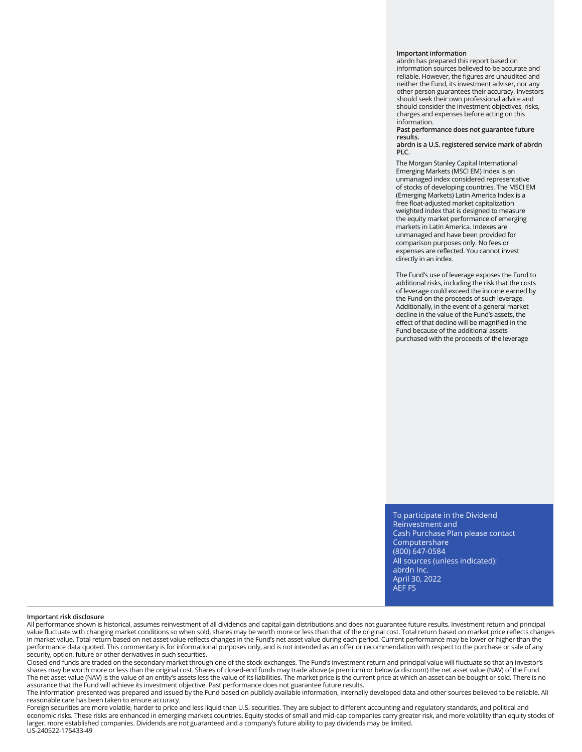**Important information**

abrdn has prepared this report based on information sources believed to be accurate and reliable. However, the figures are unaudited and neither the Fund, its investment adviser, nor any other person guarantees their accuracy. Investors should seek their own professional advice and should consider the investment objectives, risks, charges and expenses before acting on this information.

**Past performance does not guarantee future results.**

**abrdn is a U.S. registered service mark of abrdn PLC.**

The Morgan Stanley Capital International Emerging Markets (MSCI EM) Index is an unmanaged index considered representative of stocks of developing countries. The MSCI EM (Emerging Markets) Latin America Index is a free float-adjusted market capitalization weighted index that is designed to measure the equity market performance of emerging markets in Latin America. Indexes are unmanaged and have been provided for comparison purposes only. No fees or expenses are reflected. You cannot invest directly in an index.

The Fund's use of leverage exposes the Fund to additional risks, including the risk that the costs of leverage could exceed the income earned by the Fund on the proceeds of such leverage. Additionally, in the event of a general market decline in the value of the Fund's assets, the effect of that decline will be magnified in the Fund because of the additional assets purchased with the proceeds of the leverage

To participate in the Dividend Reinvestment and Cash Purchase Plan please contact Computershare
(800) 647-0584
All sources (unless indicated):
abrdn Inc.
April 30, 2022
AEF FS

**Important risk disclosure**

All performance shown is historical, assumes reinvestment of all dividends and capital gain distributions and does not guarantee future results. Investment return and principal value fluctuate with changing market conditions so when sold, shares may be worth more or less than that of the original cost. Total return based on market price reflects changes in market value. Total return based on net asset value reflects changes in the Fund's net asset value during each period. Current performance may be lower or higher than the performance data quoted. This commentary is for informational purposes only, and is not intended as an offer or recommendation with respect to the purchase or sale of any security, option, future or other derivatives in such securities.

Closed-end funds are traded on the secondary market through one of the stock exchanges. The Fund's investment return and principal value will fluctuate so that an investor's shares may be worth more or less than the original cost. Shares of closed-end funds may trade above (a premium) or below (a discount) the net asset value (NAV) of the Fund. The net asset value (NAV) is the value of an entity's assets less the value of its liabilities. The market price is the current price at which an asset can be bought or sold. There is no assurance that the Fund will achieve its investment objective. Past performance does not guarantee future results.

The information presented was prepared and issued by the Fund based on publicly available information, internally developed data and other sources believed to be reliable. All reasonable care has been taken to ensure accuracy.

Foreign securities are more volatile, harder to price and less liquid than U.S. securities. They are subject to different accounting and regulatory standards, and political and economic risks. These risks are enhanced in emerging markets countries. Equity stocks of small and mid-cap companies carry greater risk, and more volatility than equity stocks of larger, more established companies. Dividends are not guaranteed and a company's future ability to pay dividends may be limited.

US-240522-175433-49